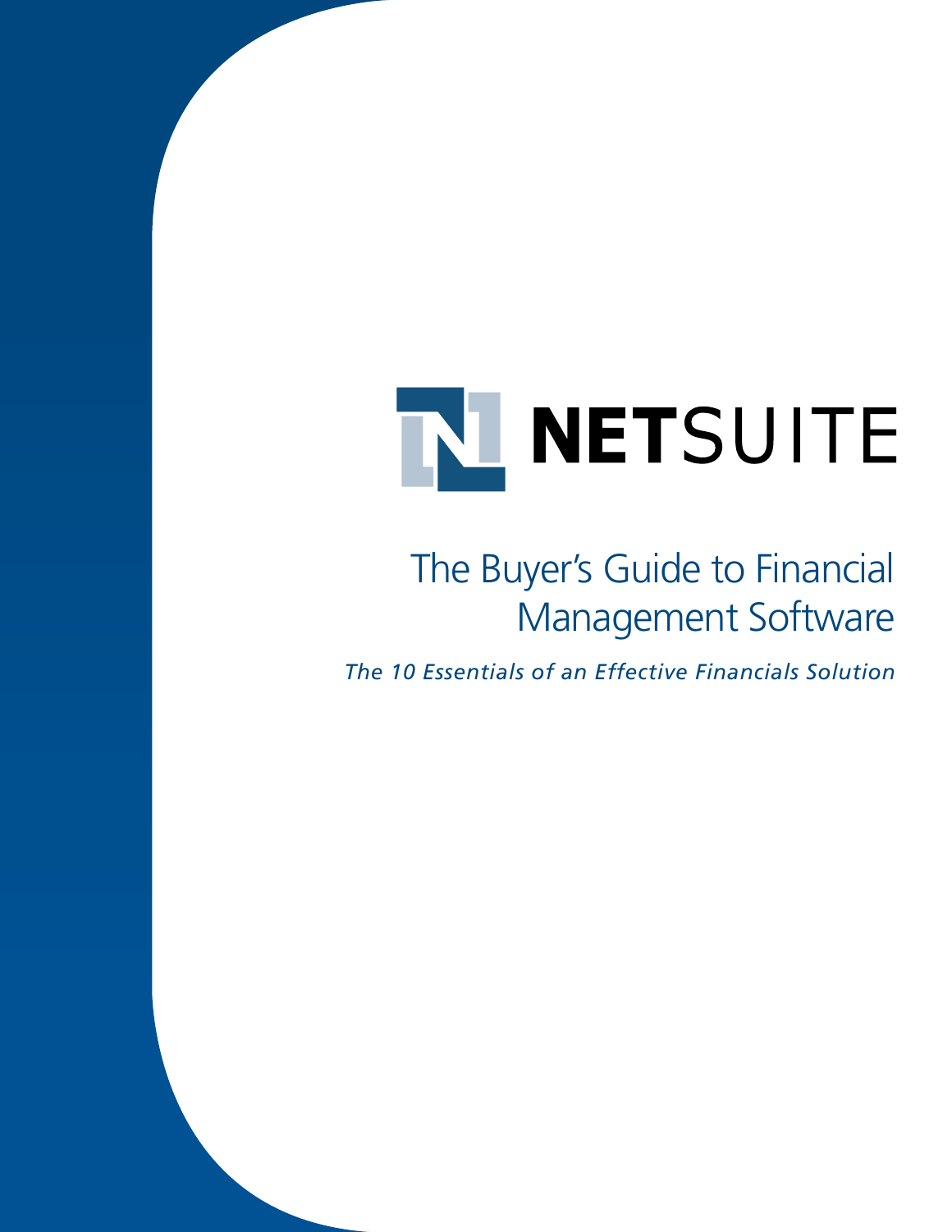NETSUITE

# The Buyer's Guide to Financial Management Software

*The 10 Essentials of an Effective Financials Solution*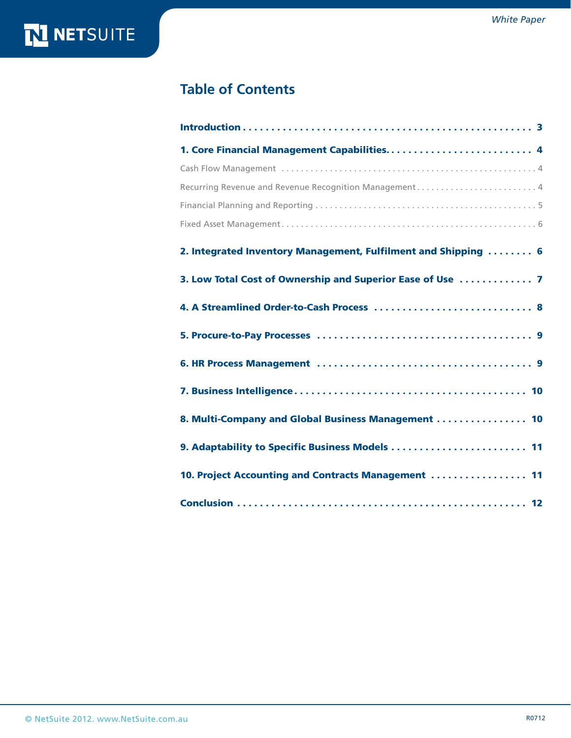## Table of Contents

**Introduction** . . . . . . . . . . 3

**1. Core Financial Management Capabilities** . . . . . . . . . . 4

Cash Flow Management . . . . . . . . . . 4

Recurring Revenue and Revenue Recognition Management . . . . . . . . . . 4

Financial Planning and Reporting . . . . . . . . . . 5

Fixed Asset Management . . . . . . . . . . 6

**2. Integrated Inventory Management, Fulfilment and Shipping** . . . . . . . . . . 6

**3. Low Total Cost of Ownership and Superior Ease of Use** . . . . . . . . . . 7

**4. A Streamlined Order-to-Cash Process** . . . . . . . . . . 8

**5. Procure-to-Pay Processes** . . . . . . . . . . 9

**6. HR Process Management** . . . . . . . . . . 9

**7. Business Intelligence** . . . . . . . . . . 10

**8. Multi-Company and Global Business Management** . . . . . . . . . . 10

**9. Adaptability to Specific Business Models** . . . . . . . . . . 11

**10. Project Accounting and Contracts Management** . . . . . . . . . . 11

**Conclusion** . . . . . . . . . . 12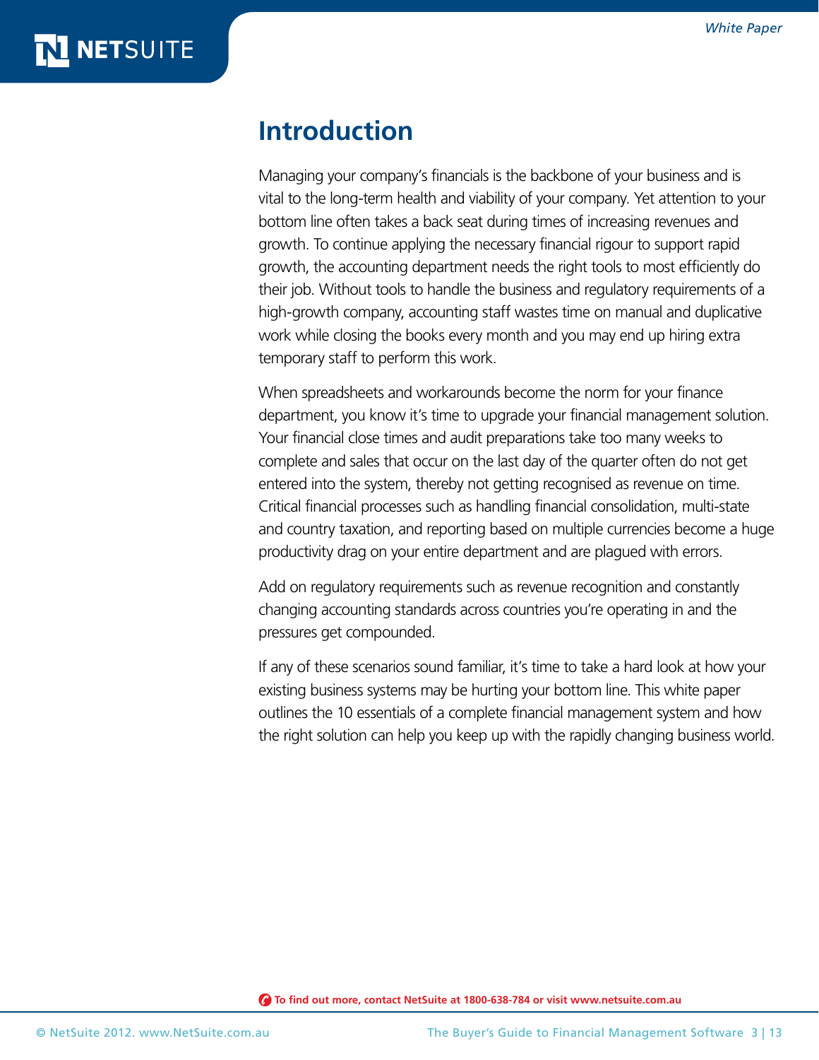# Introduction

Managing your company's financials is the backbone of your business and is vital to the long-term health and viability of your company. Yet attention to your bottom line often takes a back seat during times of increasing revenues and growth. To continue applying the necessary financial rigour to support rapid growth, the accounting department needs the right tools to most efficiently do their job. Without tools to handle the business and regulatory requirements of a high-growth company, accounting staff wastes time on manual and duplicative work while closing the books every month and you may end up hiring extra temporary staff to perform this work.

When spreadsheets and workarounds become the norm for your finance department, you know it's time to upgrade your financial management solution. Your financial close times and audit preparations take too many weeks to complete and sales that occur on the last day of the quarter often do not get entered into the system, thereby not getting recognised as revenue on time. Critical financial processes such as handling financial consolidation, multi-state and country taxation, and reporting based on multiple currencies become a huge productivity drag on your entire department and are plagued with errors.

Add on regulatory requirements such as revenue recognition and constantly changing accounting standards across countries you're operating in and the pressures get compounded.

If any of these scenarios sound familiar, it's time to take a hard look at how your existing business systems may be hurting your bottom line. This white paper outlines the 10 essentials of a complete financial management system and how the right solution can help you keep up with the rapidly changing business world.

**To find out more, contact NetSuite at 1800-638-784 or visit www.netsuite.com.au**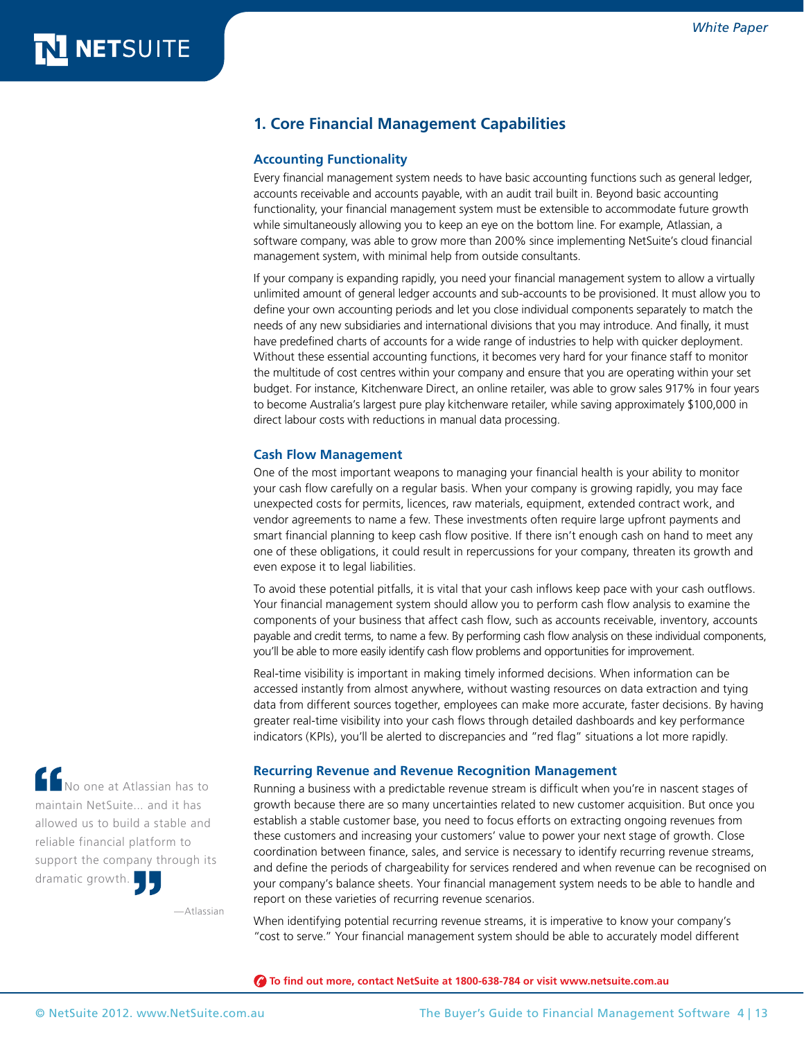## 1. Core Financial Management Capabilities

### Accounting Functionality

Every financial management system needs to have basic accounting functions such as general ledger, accounts receivable and accounts payable, with an audit trail built in. Beyond basic accounting functionality, your financial management system must be extensible to accommodate future growth while simultaneously allowing you to keep an eye on the bottom line. For example, Atlassian, a software company, was able to grow more than 200% since implementing NetSuite's cloud financial management system, with minimal help from outside consultants.

If your company is expanding rapidly, you need your financial management system to allow a virtually unlimited amount of general ledger accounts and sub-accounts to be provisioned. It must allow you to define your own accounting periods and let you close individual components separately to match the needs of any new subsidiaries and international divisions that you may introduce. And finally, it must have predefined charts of accounts for a wide range of industries to help with quicker deployment. Without these essential accounting functions, it becomes very hard for your finance staff to monitor the multitude of cost centres within your company and ensure that you are operating within your set budget. For instance, Kitchenware Direct, an online retailer, was able to grow sales 917% in four years to become Australia's largest pure play kitchenware retailer, while saving approximately $100,000 in direct labour costs with reductions in manual data processing.

### Cash Flow Management

One of the most important weapons to managing your financial health is your ability to monitor your cash flow carefully on a regular basis. When your company is growing rapidly, you may face unexpected costs for permits, licences, raw materials, equipment, extended contract work, and vendor agreements to name a few. These investments often require large upfront payments and smart financial planning to keep cash flow positive. If there isn't enough cash on hand to meet any one of these obligations, it could result in repercussions for your company, threaten its growth and even expose it to legal liabilities.

To avoid these potential pitfalls, it is vital that your cash inflows keep pace with your cash outflows. Your financial management system should allow you to perform cash flow analysis to examine the components of your business that affect cash flow, such as accounts receivable, inventory, accounts payable and credit terms, to name a few. By performing cash flow analysis on these individual components, you'll be able to more easily identify cash flow problems and opportunities for improvement.

Real-time visibility is important in making timely informed decisions. When information can be accessed instantly from almost anywhere, without wasting resources on data extraction and tying data from different sources together, employees can make more accurate, faster decisions. By having greater real-time visibility into your cash flows through detailed dashboards and key performance indicators (KPIs), you'll be alerted to discrepancies and "red flag" situations a lot more rapidly.

> "No one at Atlassian has to maintain NetSuite... and it has allowed us to build a stable and reliable financial platform to support the company through its dramatic growth."
>
> —Atlassian

### Recurring Revenue and Revenue Recognition Management

Running a business with a predictable revenue stream is difficult when you're in nascent stages of growth because there are so many uncertainties related to new customer acquisition. But once you establish a stable customer base, you need to focus efforts on extracting ongoing revenues from these customers and increasing your customers' value to power your next stage of growth. Close coordination between finance, sales, and service is necessary to identify recurring revenue streams, and define the periods of chargeability for services rendered and when revenue can be recognised on your company's balance sheets. Your financial management system needs to be able to handle and report on these varieties of recurring revenue scenarios.

When identifying potential recurring revenue streams, it is imperative to know your company's "cost to serve." Your financial management system should be able to accurately model different

**To find out more, contact NetSuite at 1800-638-784 or visit www.netsuite.com.au**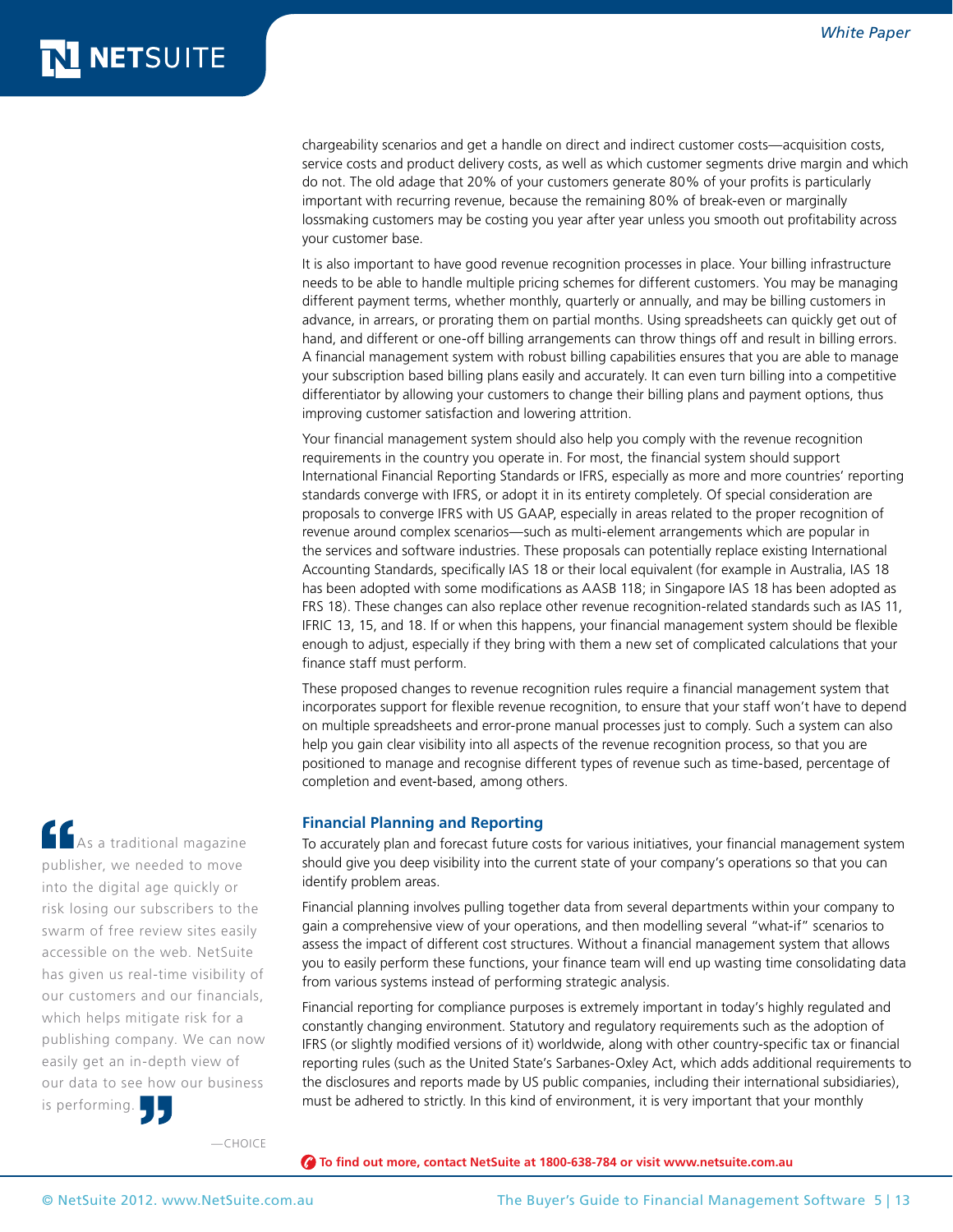chargeability scenarios and get a handle on direct and indirect customer costs—acquisition costs, service costs and product delivery costs, as well as which customer segments drive margin and which do not. The old adage that 20% of your customers generate 80% of your profits is particularly important with recurring revenue, because the remaining 80% of break-even or marginally lossmaking customers may be costing you year after year unless you smooth out profitability across your customer base.

It is also important to have good revenue recognition processes in place. Your billing infrastructure needs to be able to handle multiple pricing schemes for different customers. You may be managing different payment terms, whether monthly, quarterly or annually, and may be billing customers in advance, in arrears, or prorating them on partial months. Using spreadsheets can quickly get out of hand, and different or one-off billing arrangements can throw things off and result in billing errors. A financial management system with robust billing capabilities ensures that you are able to manage your subscription based billing plans easily and accurately. It can even turn billing into a competitive differentiator by allowing your customers to change their billing plans and payment options, thus improving customer satisfaction and lowering attrition.

Your financial management system should also help you comply with the revenue recognition requirements in the country you operate in. For most, the financial system should support International Financial Reporting Standards or IFRS, especially as more and more countries' reporting standards converge with IFRS, or adopt it in its entirety completely. Of special consideration are proposals to converge IFRS with US GAAP, especially in areas related to the proper recognition of revenue around complex scenarios—such as multi-element arrangements which are popular in the services and software industries. These proposals can potentially replace existing International Accounting Standards, specifically IAS 18 or their local equivalent (for example in Australia, IAS 18 has been adopted with some modifications as AASB 118; in Singapore IAS 18 has been adopted as FRS 18). These changes can also replace other revenue recognition-related standards such as IAS 11, IFRIC 13, 15, and 18. If or when this happens, your financial management system should be flexible enough to adjust, especially if they bring with them a new set of complicated calculations that your finance staff must perform.

These proposed changes to revenue recognition rules require a financial management system that incorporates support for flexible revenue recognition, to ensure that your staff won't have to depend on multiple spreadsheets and error-prone manual processes just to comply. Such a system can also help you gain clear visibility into all aspects of the revenue recognition process, so that you are positioned to manage and recognise different types of revenue such as time-based, percentage of completion and event-based, among others.

> "As a traditional magazine publisher, we needed to move into the digital age quickly or risk losing our subscribers to the swarm of free review sites easily accessible on the web. NetSuite has given us real-time visibility of our customers and our financials, which helps mitigate risk for a publishing company. We can now easily get an in-depth view of our data to see how our business is performing."
>
> —CHOICE

### Financial Planning and Reporting

To accurately plan and forecast future costs for various initiatives, your financial management system should give you deep visibility into the current state of your company's operations so that you can identify problem areas.

Financial planning involves pulling together data from several departments within your company to gain a comprehensive view of your operations, and then modelling several "what-if" scenarios to assess the impact of different cost structures. Without a financial management system that allows you to easily perform these functions, your finance team will end up wasting time consolidating data from various systems instead of performing strategic analysis.

Financial reporting for compliance purposes is extremely important in today's highly regulated and constantly changing environment. Statutory and regulatory requirements such as the adoption of IFRS (or slightly modified versions of it) worldwide, along with other country-specific tax or financial reporting rules (such as the United State's Sarbanes-Oxley Act, which adds additional requirements to the disclosures and reports made by US public companies, including their international subsidiaries), must be adhered to strictly. In this kind of environment, it is very important that your monthly

**To find out more, contact NetSuite at 1800-638-784 or visit www.netsuite.com.au**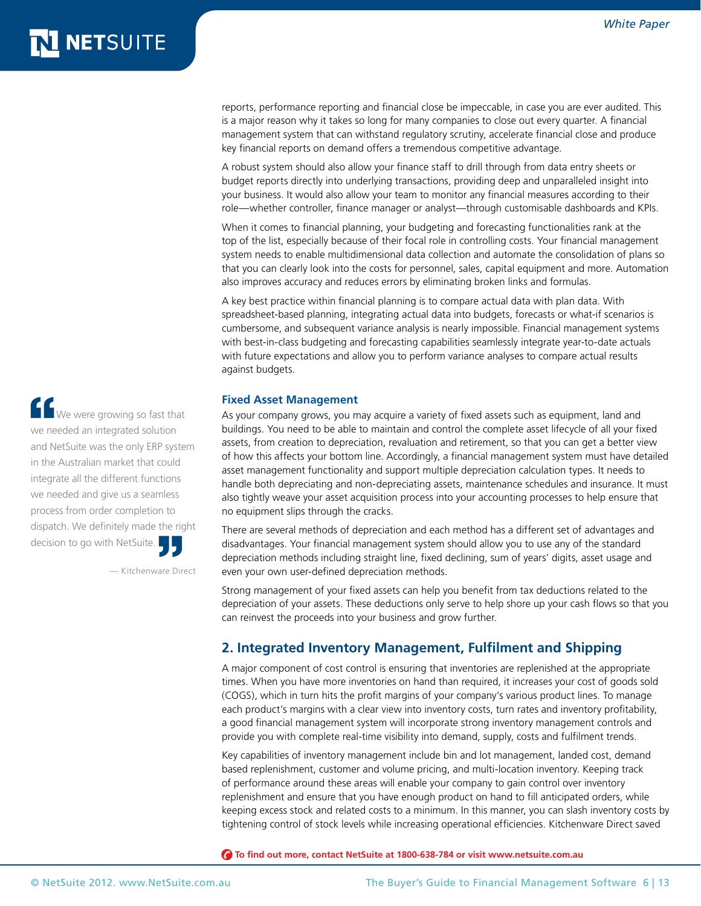reports, performance reporting and financial close be impeccable, in case you are ever audited. This is a major reason why it takes so long for many companies to close out every quarter. A financial management system that can withstand regulatory scrutiny, accelerate financial close and produce key financial reports on demand offers a tremendous competitive advantage.

A robust system should also allow your finance staff to drill through from data entry sheets or budget reports directly into underlying transactions, providing deep and unparalleled insight into your business. It would also allow your team to monitor any financial measures according to their role—whether controller, finance manager or analyst—through customisable dashboards and KPIs.

When it comes to financial planning, your budgeting and forecasting functionalities rank at the top of the list, especially because of their focal role in controlling costs. Your financial management system needs to enable multidimensional data collection and automate the consolidation of plans so that you can clearly look into the costs for personnel, sales, capital equipment and more. Automation also improves accuracy and reduces errors by eliminating broken links and formulas.

A key best practice within financial planning is to compare actual data with plan data. With spreadsheet-based planning, integrating actual data into budgets, forecasts or what-if scenarios is cumbersome, and subsequent variance analysis is nearly impossible. Financial management systems with best-in-class budgeting and forecasting capabilities seamlessly integrate year-to-date actuals with future expectations and allow you to perform variance analyses to compare actual results against budgets.

> "We were growing so fast that we needed an integrated solution and NetSuite was the only ERP system in the Australian market that could integrate all the different functions we needed and give us a seamless process from order completion to dispatch. We definitely made the right decision to go with NetSuite."
>
> — Kitchenware Direct

### Fixed Asset Management

As your company grows, you may acquire a variety of fixed assets such as equipment, land and buildings. You need to be able to maintain and control the complete asset lifecycle of all your fixed assets, from creation to depreciation, revaluation and retirement, so that you can get a better view of how this affects your bottom line. Accordingly, a financial management system must have detailed asset management functionality and support multiple depreciation calculation types. It needs to handle both depreciating and non-depreciating assets, maintenance schedules and insurance. It must also tightly weave your asset acquisition process into your accounting processes to help ensure that no equipment slips through the cracks.

There are several methods of depreciation and each method has a different set of advantages and disadvantages. Your financial management system should allow you to use any of the standard depreciation methods including straight line, fixed declining, sum of years' digits, asset usage and even your own user-defined depreciation methods.

Strong management of your fixed assets can help you benefit from tax deductions related to the depreciation of your assets. These deductions only serve to help shore up your cash flows so that you can reinvest the proceeds into your business and grow further.

## 2. Integrated Inventory Management, Fulfilment and Shipping

A major component of cost control is ensuring that inventories are replenished at the appropriate times. When you have more inventories on hand than required, it increases your cost of goods sold (COGS), which in turn hits the profit margins of your company's various product lines. To manage each product's margins with a clear view into inventory costs, turn rates and inventory profitability, a good financial management system will incorporate strong inventory management controls and provide you with complete real-time visibility into demand, supply, costs and fulfilment trends.

Key capabilities of inventory management include bin and lot management, landed cost, demand based replenishment, customer and volume pricing, and multi-location inventory. Keeping track of performance around these areas will enable your company to gain control over inventory replenishment and ensure that you have enough product on hand to fill anticipated orders, while keeping excess stock and related costs to a minimum. In this manner, you can slash inventory costs by tightening control of stock levels while increasing operational efficiencies. Kitchenware Direct saved

**To find out more, contact NetSuite at 1800-638-784 or visit www.netsuite.com.au**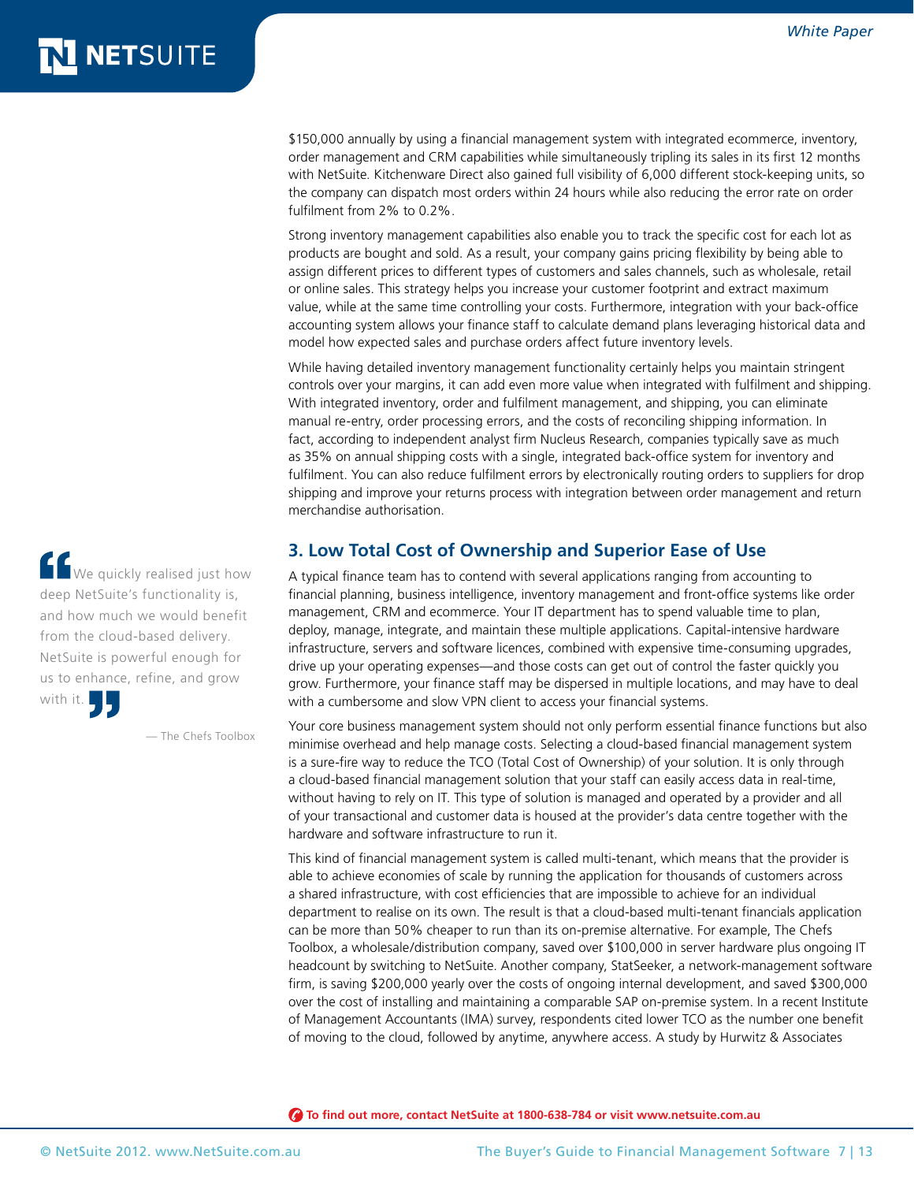$150,000 annually by using a financial management system with integrated ecommerce, inventory, order management and CRM capabilities while simultaneously tripling its sales in its first 12 months with NetSuite. Kitchenware Direct also gained full visibility of 6,000 different stock-keeping units, so the company can dispatch most orders within 24 hours while also reducing the error rate on order fulfilment from 2% to 0.2%.

Strong inventory management capabilities also enable you to track the specific cost for each lot as products are bought and sold. As a result, your company gains pricing flexibility by being able to assign different prices to different types of customers and sales channels, such as wholesale, retail or online sales. This strategy helps you increase your customer footprint and extract maximum value, while at the same time controlling your costs. Furthermore, integration with your back-office accounting system allows your finance staff to calculate demand plans leveraging historical data and model how expected sales and purchase orders affect future inventory levels.

While having detailed inventory management functionality certainly helps you maintain stringent controls over your margins, it can add even more value when integrated with fulfilment and shipping. With integrated inventory, order and fulfilment management, and shipping, you can eliminate manual re-entry, order processing errors, and the costs of reconciling shipping information. In fact, according to independent analyst firm Nucleus Research, companies typically save as much as 35% on annual shipping costs with a single, integrated back-office system for inventory and fulfilment. You can also reduce fulfilment errors by electronically routing orders to suppliers for drop shipping and improve your returns process with integration between order management and return merchandise authorisation.

> "We quickly realised just how deep NetSuite's functionality is, and how much we would benefit from the cloud-based delivery. NetSuite is powerful enough for us to enhance, refine, and grow with it."
>
> — The Chefs Toolbox

## 3. Low Total Cost of Ownership and Superior Ease of Use

A typical finance team has to contend with several applications ranging from accounting to financial planning, business intelligence, inventory management and front-office systems like order management, CRM and ecommerce. Your IT department has to spend valuable time to plan, deploy, manage, integrate, and maintain these multiple applications. Capital-intensive hardware infrastructure, servers and software licences, combined with expensive time-consuming upgrades, drive up your operating expenses—and those costs can get out of control the faster quickly you grow. Furthermore, your finance staff may be dispersed in multiple locations, and may have to deal with a cumbersome and slow VPN client to access your financial systems.

Your core business management system should not only perform essential finance functions but also minimise overhead and help manage costs. Selecting a cloud-based financial management system is a sure-fire way to reduce the TCO (Total Cost of Ownership) of your solution. It is only through a cloud-based financial management solution that your staff can easily access data in real-time, without having to rely on IT. This type of solution is managed and operated by a provider and all of your transactional and customer data is housed at the provider's data centre together with the hardware and software infrastructure to run it.

This kind of financial management system is called multi-tenant, which means that the provider is able to achieve economies of scale by running the application for thousands of customers across a shared infrastructure, with cost efficiencies that are impossible to achieve for an individual department to realise on its own. The result is that a cloud-based multi-tenant financials application can be more than 50% cheaper to run than its on-premise alternative. For example, The Chefs Toolbox, a wholesale/distribution company, saved over $100,000 in server hardware plus ongoing IT headcount by switching to NetSuite. Another company, StatSeeker, a network-management software firm, is saving $200,000 yearly over the costs of ongoing internal development, and saved $300,000 over the cost of installing and maintaining a comparable SAP on-premise system. In a recent Institute of Management Accountants (IMA) survey, respondents cited lower TCO as the number one benefit of moving to the cloud, followed by anytime, anywhere access. A study by Hurwitz & Associates

**To find out more, contact NetSuite at 1800-638-784 or visit www.netsuite.com.au**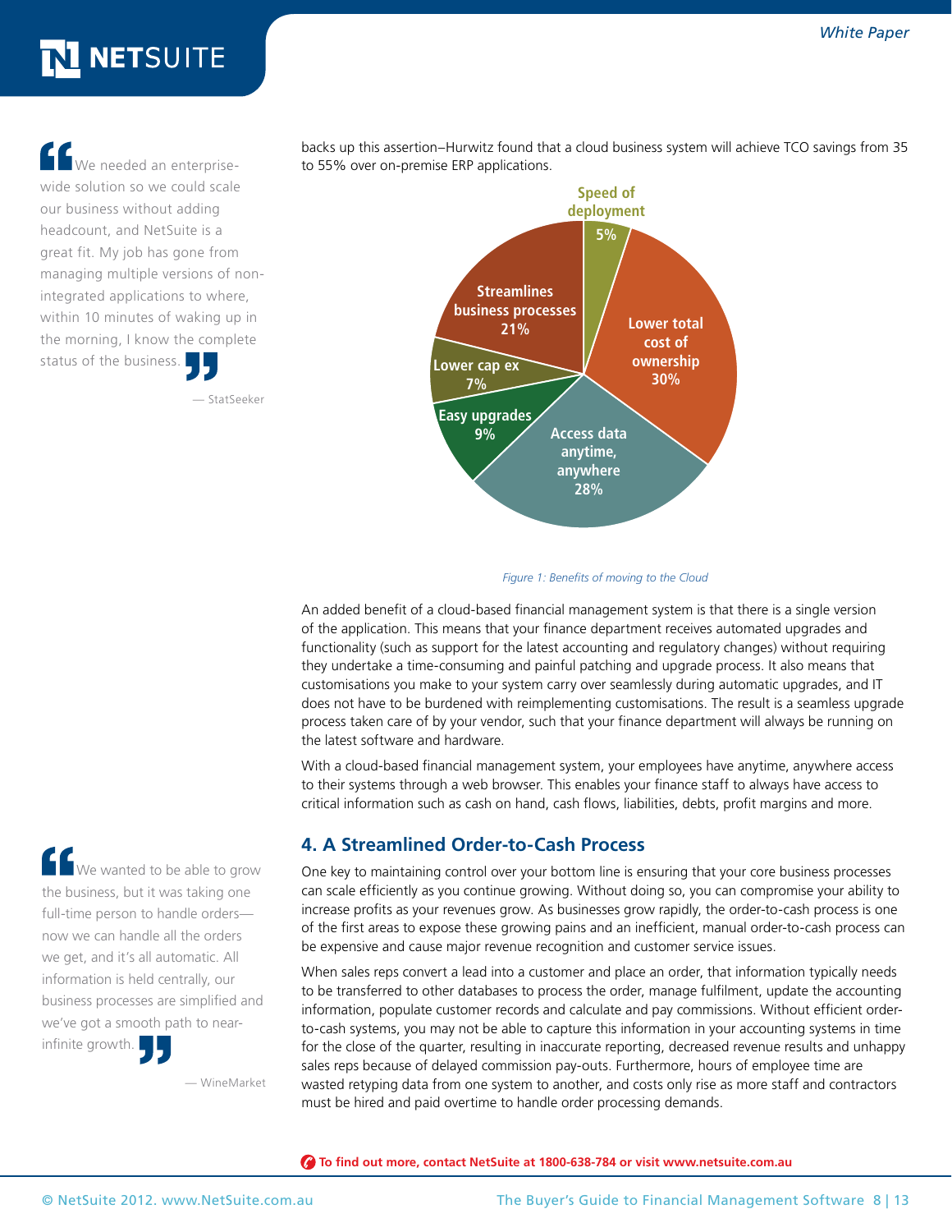> We needed an enterprise-wide solution so we could scale our business without adding headcount, and NetSuite is a great fit. My job has gone from managing multiple versions of non-integrated applications to where, within 10 minutes of waking up in the morning, I know the complete status of the business.
>
> — StatSeeker

backs up this assertion–Hurwitz found that a cloud business system will achieve TCO savings from 35 to 55% over on-premise ERP applications.

| Benefit | Share |
|---|---|
| Speed of deployment | 5% |
| Lower total cost of ownership | 30% |
| Access data anytime, anywhere | 28% |
| Easy upgrades | 9% |
| Lower cap ex | 7% |
| Streamlines business processes | 21% |

*Figure 1: Benefits of moving to the Cloud*

An added benefit of a cloud-based financial management system is that there is a single version of the application. This means that your finance department receives automated upgrades and functionality (such as support for the latest accounting and regulatory changes) without requiring they undertake a time-consuming and painful patching and upgrade process. It also means that customisations you make to your system carry over seamlessly during automatic upgrades, and IT does not have to be burdened with reimplementing customisations. The result is a seamless upgrade process taken care of by your vendor, such that your finance department will always be running on the latest software and hardware.

With a cloud-based financial management system, your employees have anytime, anywhere access to their systems through a web browser. This enables your finance staff to always have access to critical information such as cash on hand, cash flows, liabilities, debts, profit margins and more.

## 4. A Streamlined Order-to-Cash Process

One key to maintaining control over your bottom line is ensuring that your core business processes can scale efficiently as you continue growing. Without doing so, you can compromise your ability to increase profits as your revenues grow. As businesses grow rapidly, the order-to-cash process is one of the first areas to expose these growing pains and an inefficient, manual order-to-cash process can be expensive and cause major revenue recognition and customer service issues.

When sales reps convert a lead into a customer and place an order, that information typically needs to be transferred to other databases to process the order, manage fulfilment, update the accounting information, populate customer records and calculate and pay commissions. Without efficient order-to-cash systems, you may not be able to capture this information in your accounting systems in time for the close of the quarter, resulting in inaccurate reporting, decreased revenue results and unhappy sales reps because of delayed commission pay-outs. Furthermore, hours of employee time are wasted retyping data from one system to another, and costs only rise as more staff and contractors must be hired and paid overtime to handle order processing demands.

> We wanted to be able to grow the business, but it was taking one full-time person to handle orders—now we can handle all the orders we get, and it's all automatic. All information is held centrally, our business processes are simplified and we've got a smooth path to near-infinite growth.
>
> — WineMarket

**To find out more, contact NetSuite at 1800-638-784 or visit www.netsuite.com.au**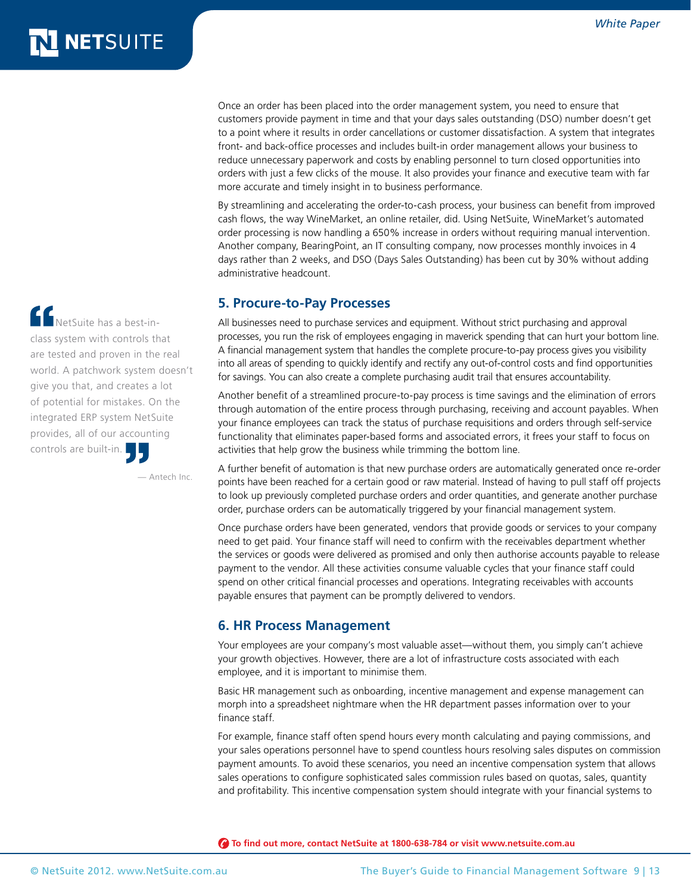Once an order has been placed into the order management system, you need to ensure that customers provide payment in time and that your days sales outstanding (DSO) number doesn't get to a point where it results in order cancellations or customer dissatisfaction. A system that integrates front- and back-office processes and includes built-in order management allows your business to reduce unnecessary paperwork and costs by enabling personnel to turn closed opportunities into orders with just a few clicks of the mouse. It also provides your finance and executive team with far more accurate and timely insight in to business performance.

By streamlining and accelerating the order-to-cash process, your business can benefit from improved cash flows, the way WineMarket, an online retailer, did. Using NetSuite, WineMarket's automated order processing is now handling a 650% increase in orders without requiring manual intervention. Another company, BearingPoint, an IT consulting company, now processes monthly invoices in 4 days rather than 2 weeks, and DSO (Days Sales Outstanding) has been cut by 30% without adding administrative headcount.

> "NetSuite has a best-in-class system with controls that are tested and proven in the real world. A patchwork system doesn't give you that, and creates a lot of potential for mistakes. On the integrated ERP system NetSuite provides, all of our accounting controls are built-in."
>
> — Antech Inc.

## 5. Procure-to-Pay Processes

All businesses need to purchase services and equipment. Without strict purchasing and approval processes, you run the risk of employees engaging in maverick spending that can hurt your bottom line. A financial management system that handles the complete procure-to-pay process gives you visibility into all areas of spending to quickly identify and rectify any out-of-control costs and find opportunities for savings. You can also create a complete purchasing audit trail that ensures accountability.

Another benefit of a streamlined procure-to-pay process is time savings and the elimination of errors through automation of the entire process through purchasing, receiving and account payables. When your finance employees can track the status of purchase requisitions and orders through self-service functionality that eliminates paper-based forms and associated errors, it frees your staff to focus on activities that help grow the business while trimming the bottom line.

A further benefit of automation is that new purchase orders are automatically generated once re-order points have been reached for a certain good or raw material. Instead of having to pull staff off projects to look up previously completed purchase orders and order quantities, and generate another purchase order, purchase orders can be automatically triggered by your financial management system.

Once purchase orders have been generated, vendors that provide goods or services to your company need to get paid. Your finance staff will need to confirm with the receivables department whether the services or goods were delivered as promised and only then authorise accounts payable to release payment to the vendor. All these activities consume valuable cycles that your finance staff could spend on other critical financial processes and operations. Integrating receivables with accounts payable ensures that payment can be promptly delivered to vendors.

## 6. HR Process Management

Your employees are your company's most valuable asset—without them, you simply can't achieve your growth objectives. However, there are a lot of infrastructure costs associated with each employee, and it is important to minimise them.

Basic HR management such as onboarding, incentive management and expense management can morph into a spreadsheet nightmare when the HR department passes information over to your finance staff.

For example, finance staff often spend hours every month calculating and paying commissions, and your sales operations personnel have to spend countless hours resolving sales disputes on commission payment amounts. To avoid these scenarios, you need an incentive compensation system that allows sales operations to configure sophisticated sales commission rules based on quotas, sales, quantity and profitability. This incentive compensation system should integrate with your financial systems to

**To find out more, contact NetSuite at 1800-638-784 or visit www.netsuite.com.au**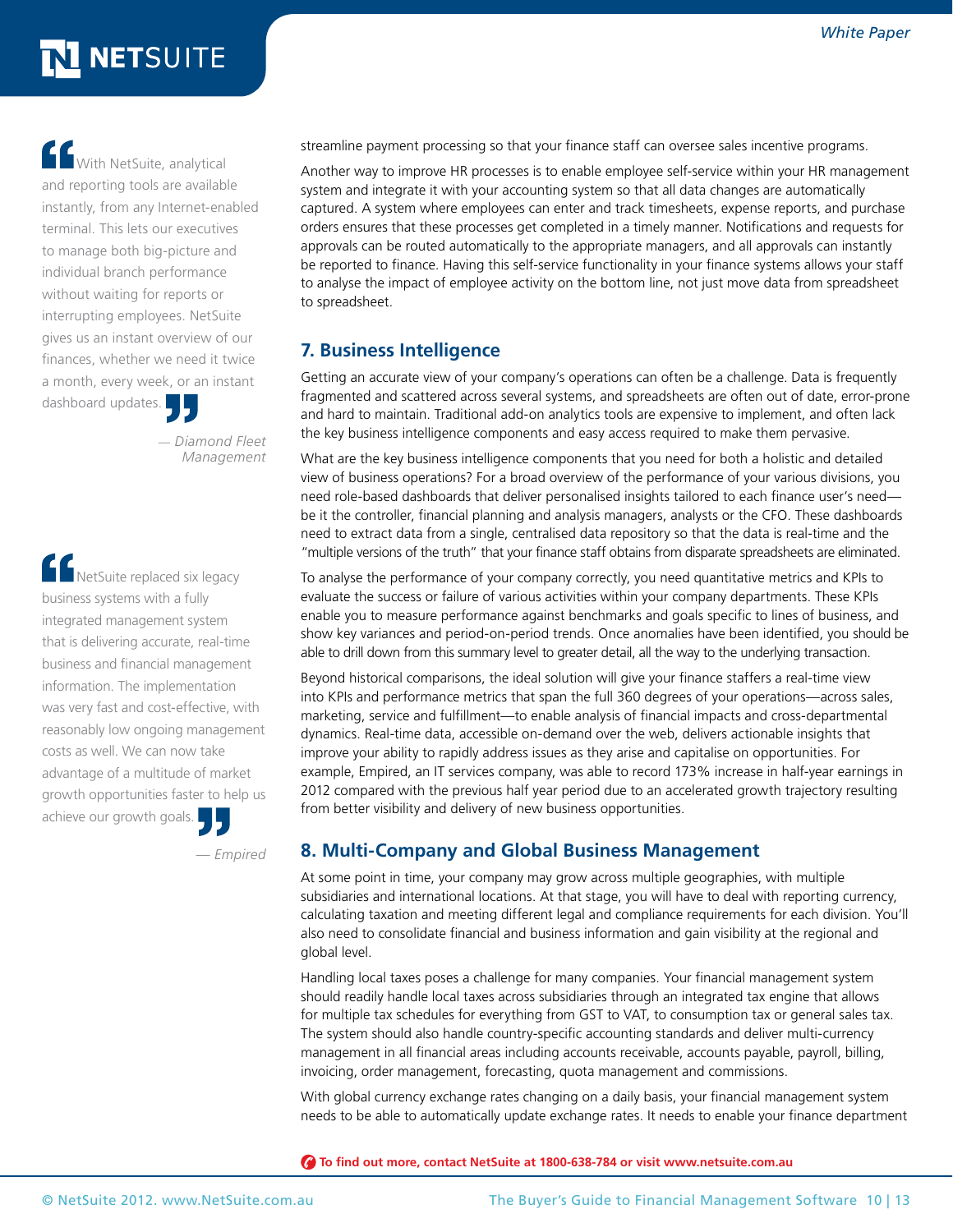> With NetSuite, analytical and reporting tools are available instantly, from any Internet-enabled terminal. This lets our executives to manage both big-picture and individual branch performance without waiting for reports or interrupting employees. NetSuite gives us an instant overview of our finances, whether we need it twice a month, every week, or an instant dashboard updates.
>
> — *Diamond Fleet Management*

> NetSuite replaced six legacy business systems with a fully integrated management system that is delivering accurate, real-time business and financial management information. The implementation was very fast and cost-effective, with reasonably low ongoing management costs as well. We can now take advantage of a multitude of market growth opportunities faster to help us achieve our growth goals.
>
> — *Empired*

streamline payment processing so that your finance staff can oversee sales incentive programs.

Another way to improve HR processes is to enable employee self-service within your HR management system and integrate it with your accounting system so that all data changes are automatically captured. A system where employees can enter and track timesheets, expense reports, and purchase orders ensures that these processes get completed in a timely manner. Notifications and requests for approvals can be routed automatically to the appropriate managers, and all approvals can instantly be reported to finance. Having this self-service functionality in your finance systems allows your staff to analyse the impact of employee activity on the bottom line, not just move data from spreadsheet to spreadsheet.

## 7. Business Intelligence

Getting an accurate view of your company's operations can often be a challenge. Data is frequently fragmented and scattered across several systems, and spreadsheets are often out of date, error-prone and hard to maintain. Traditional add-on analytics tools are expensive to implement, and often lack the key business intelligence components and easy access required to make them pervasive.

What are the key business intelligence components that you need for both a holistic and detailed view of business operations? For a broad overview of the performance of your various divisions, you need role-based dashboards that deliver personalised insights tailored to each finance user's need—be it the controller, financial planning and analysis managers, analysts or the CFO. These dashboards need to extract data from a single, centralised data repository so that the data is real-time and the "multiple versions of the truth" that your finance staff obtains from disparate spreadsheets are eliminated.

To analyse the performance of your company correctly, you need quantitative metrics and KPIs to evaluate the success or failure of various activities within your company departments. These KPIs enable you to measure performance against benchmarks and goals specific to lines of business, and show key variances and period-on-period trends. Once anomalies have been identified, you should be able to drill down from this summary level to greater detail, all the way to the underlying transaction.

Beyond historical comparisons, the ideal solution will give your finance staffers a real-time view into KPIs and performance metrics that span the full 360 degrees of your operations—across sales, marketing, service and fulfillment—to enable analysis of financial impacts and cross-departmental dynamics. Real-time data, accessible on-demand over the web, delivers actionable insights that improve your ability to rapidly address issues as they arise and capitalise on opportunities. For example, Empired, an IT services company, was able to record 173% increase in half-year earnings in 2012 compared with the previous half year period due to an accelerated growth trajectory resulting from better visibility and delivery of new business opportunities.

## 8. Multi-Company and Global Business Management

At some point in time, your company may grow across multiple geographies, with multiple subsidiaries and international locations. At that stage, you will have to deal with reporting currency, calculating taxation and meeting different legal and compliance requirements for each division. You'll also need to consolidate financial and business information and gain visibility at the regional and global level.

Handling local taxes poses a challenge for many companies. Your financial management system should readily handle local taxes across subsidiaries through an integrated tax engine that allows for multiple tax schedules for everything from GST to VAT, to consumption tax or general sales tax. The system should also handle country-specific accounting standards and deliver multi-currency management in all financial areas including accounts receivable, accounts payable, payroll, billing, invoicing, order management, forecasting, quota management and commissions.

With global currency exchange rates changing on a daily basis, your financial management system needs to be able to automatically update exchange rates. It needs to enable your finance department

**To find out more, contact NetSuite at 1800-638-784 or visit www.netsuite.com.au**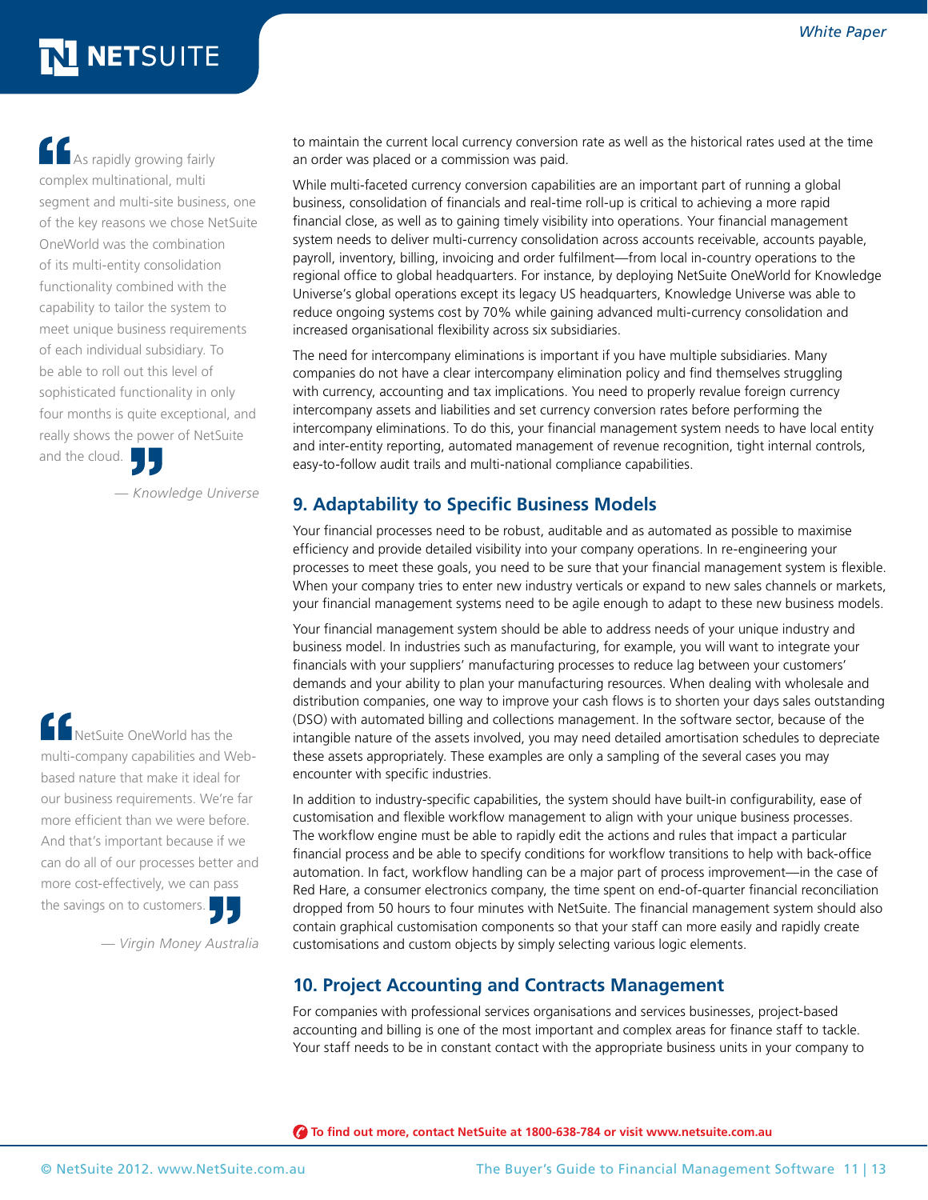> "As rapidly growing fairly complex multinational, multi segment and multi-site business, one of the key reasons we chose NetSuite OneWorld was the combination of its multi-entity consolidation functionality combined with the capability to tailor the system to meet unique business requirements of each individual subsidiary. To be able to roll out this level of sophisticated functionality in only four months is quite exceptional, and really shows the power of NetSuite and the cloud."
>
> *— Knowledge Universe*

> "NetSuite OneWorld has the multi-company capabilities and Web-based nature that make it ideal for our business requirements. We're far more efficient than we were before. And that's important because if we can do all of our processes better and more cost-effectively, we can pass the savings on to customers."
>
> *— Virgin Money Australia*

to maintain the current local currency conversion rate as well as the historical rates used at the time an order was placed or a commission was paid.

While multi-faceted currency conversion capabilities are an important part of running a global business, consolidation of financials and real-time roll-up is critical to achieving a more rapid financial close, as well as to gaining timely visibility into operations. Your financial management system needs to deliver multi-currency consolidation across accounts receivable, accounts payable, payroll, inventory, billing, invoicing and order fulfilment—from local in-country operations to the regional office to global headquarters. For instance, by deploying NetSuite OneWorld for Knowledge Universe's global operations except its legacy US headquarters, Knowledge Universe was able to reduce ongoing systems cost by 70% while gaining advanced multi-currency consolidation and increased organisational flexibility across six subsidiaries.

The need for intercompany eliminations is important if you have multiple subsidiaries. Many companies do not have a clear intercompany elimination policy and find themselves struggling with currency, accounting and tax implications. You need to properly revalue foreign currency intercompany assets and liabilities and set currency conversion rates before performing the intercompany eliminations. To do this, your financial management system needs to have local entity and inter-entity reporting, automated management of revenue recognition, tight internal controls, easy-to-follow audit trails and multi-national compliance capabilities.

## 9. Adaptability to Specific Business Models

Your financial processes need to be robust, auditable and as automated as possible to maximise efficiency and provide detailed visibility into your company operations. In re-engineering your processes to meet these goals, you need to be sure that your financial management system is flexible. When your company tries to enter new industry verticals or expand to new sales channels or markets, your financial management systems need to be agile enough to adapt to these new business models.

Your financial management system should be able to address needs of your unique industry and business model. In industries such as manufacturing, for example, you will want to integrate your financials with your suppliers' manufacturing processes to reduce lag between your customers' demands and your ability to plan your manufacturing resources. When dealing with wholesale and distribution companies, one way to improve your cash flows is to shorten your days sales outstanding (DSO) with automated billing and collections management. In the software sector, because of the intangible nature of the assets involved, you may need detailed amortisation schedules to depreciate these assets appropriately. These examples are only a sampling of the several cases you may encounter with specific industries.

In addition to industry-specific capabilities, the system should have built-in configurability, ease of customisation and flexible workflow management to align with your unique business processes. The workflow engine must be able to rapidly edit the actions and rules that impact a particular financial process and be able to specify conditions for workflow transitions to help with back-office automation. In fact, workflow handling can be a major part of process improvement—in the case of Red Hare, a consumer electronics company, the time spent on end-of-quarter financial reconciliation dropped from 50 hours to four minutes with NetSuite. The financial management system should also contain graphical customisation components so that your staff can more easily and rapidly create customisations and custom objects by simply selecting various logic elements.

## 10. Project Accounting and Contracts Management

For companies with professional services organisations and services businesses, project-based accounting and billing is one of the most important and complex areas for finance staff to tackle. Your staff needs to be in constant contact with the appropriate business units in your company to

**To find out more, contact NetSuite at 1800-638-784 or visit www.netsuite.com.au**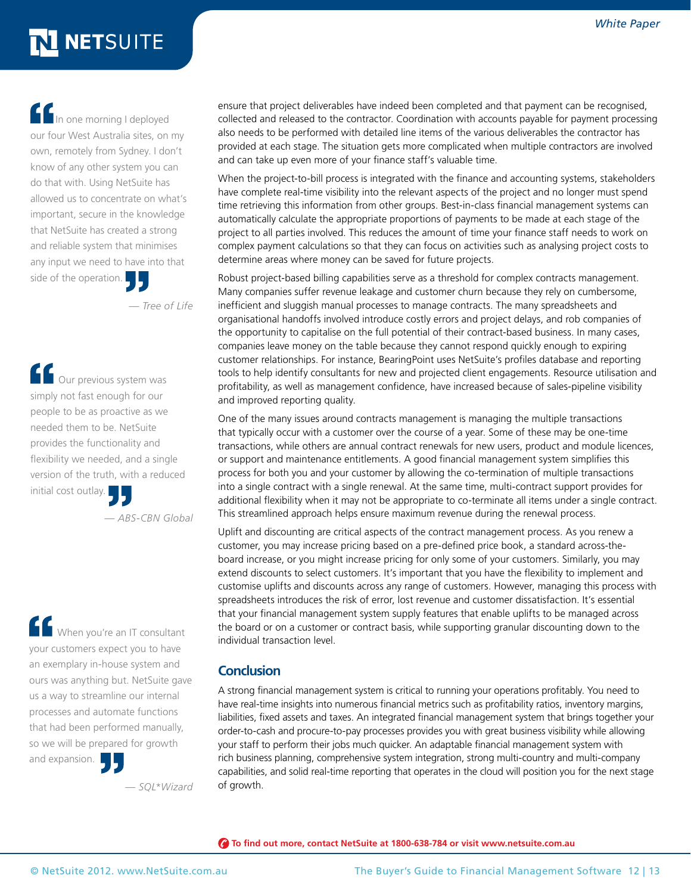> In one morning I deployed our four West Australia sites, on my own, remotely from Sydney. I don't know of any other system you can do that with. Using NetSuite has allowed us to concentrate on what's important, secure in the knowledge that NetSuite has created a strong and reliable system that minimises any input we need to have into that side of the operation.
>
> — *Tree of Life*

> Our previous system was simply not fast enough for our people to be as proactive as we needed them to be. NetSuite provides the functionality and flexibility we needed, and a single version of the truth, with a reduced initial cost outlay.
>
> — *ABS-CBN Global*

> When you're an IT consultant your customers expect you to have an exemplary in-house system and ours was anything but. NetSuite gave us a way to streamline our internal processes and automate functions that had been performed manually, so we will be prepared for growth and expansion.
>
> — *SQL\*Wizard*

ensure that project deliverables have indeed been completed and that payment can be recognised, collected and released to the contractor. Coordination with accounts payable for payment processing also needs to be performed with detailed line items of the various deliverables the contractor has provided at each stage. The situation gets more complicated when multiple contractors are involved and can take up even more of your finance staff's valuable time.

When the project-to-bill process is integrated with the finance and accounting systems, stakeholders have complete real-time visibility into the relevant aspects of the project and no longer must spend time retrieving this information from other groups. Best-in-class financial management systems can automatically calculate the appropriate proportions of payments to be made at each stage of the project to all parties involved. This reduces the amount of time your finance staff needs to work on complex payment calculations so that they can focus on activities such as analysing project costs to determine areas where money can be saved for future projects.

Robust project-based billing capabilities serve as a threshold for complex contracts management. Many companies suffer revenue leakage and customer churn because they rely on cumbersome, inefficient and sluggish manual processes to manage contracts. The many spreadsheets and organisational handoffs involved introduce costly errors and project delays, and rob companies of the opportunity to capitalise on the full potential of their contract-based business. In many cases, companies leave money on the table because they cannot respond quickly enough to expiring customer relationships. For instance, BearingPoint uses NetSuite's profiles database and reporting tools to help identify consultants for new and projected client engagements. Resource utilisation and profitability, as well as management confidence, have increased because of sales-pipeline visibility and improved reporting quality.

One of the many issues around contracts management is managing the multiple transactions that typically occur with a customer over the course of a year. Some of these may be one-time transactions, while others are annual contract renewals for new users, product and module licences, or support and maintenance entitlements. A good financial management system simplifies this process for both you and your customer by allowing the co-termination of multiple transactions into a single contract with a single renewal. At the same time, multi-contract support provides for additional flexibility when it may not be appropriate to co-terminate all items under a single contract. This streamlined approach helps ensure maximum revenue during the renewal process.

Uplift and discounting are critical aspects of the contract management process. As you renew a customer, you may increase pricing based on a pre-defined price book, a standard across-the-board increase, or you might increase pricing for only some of your customers. Similarly, you may extend discounts to select customers. It's important that you have the flexibility to implement and customise uplifts and discounts across any range of customers. However, managing this process with spreadsheets introduces the risk of error, lost revenue and customer dissatisfaction. It's essential that your financial management system supply features that enable uplifts to be managed across the board or on a customer or contract basis, while supporting granular discounting down to the individual transaction level.

## Conclusion

A strong financial management system is critical to running your operations profitably. You need to have real-time insights into numerous financial metrics such as profitability ratios, inventory margins, liabilities, fixed assets and taxes. An integrated financial management system that brings together your order-to-cash and procure-to-pay processes provides you with great business visibility while allowing your staff to perform their jobs much quicker. An adaptable financial management system with rich business planning, comprehensive system integration, strong multi-country and multi-company capabilities, and solid real-time reporting that operates in the cloud will position you for the next stage of growth.

**To find out more, contact NetSuite at 1800-638-784 or visit www.netsuite.com.au**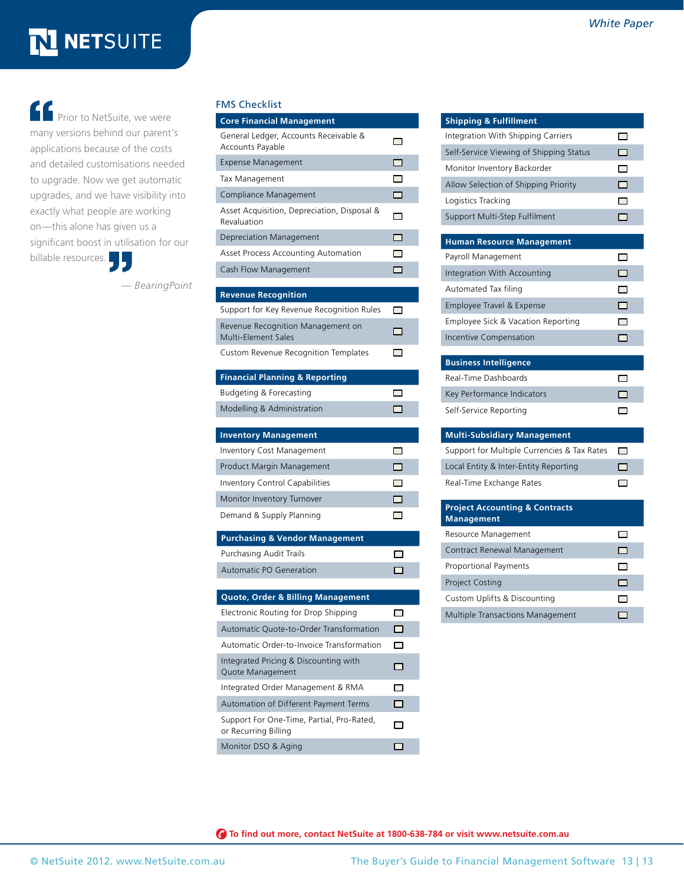> Prior to NetSuite, we were many versions behind our parent's applications because of the costs and detailed customisations needed to upgrade. Now we get automatic upgrades, and we have visibility into exactly what people are working on—this alone has given us a significant boost in utilisation for our billable resources.
>
> — *BearingPoint*

## FMS Checklist

| Core Financial Management | |
|---|---|
| General Ledger, Accounts Receivable & Accounts Payable | ☐ |
| Expense Management | ☐ |
| Tax Management | ☐ |
| Compliance Management | ☐ |
| Asset Acquisition, Depreciation, Disposal & Revaluation | ☐ |
| Depreciation Management | ☐ |
| Asset Process Accounting Automation | ☐ |
| Cash Flow Management | ☐ |

| Revenue Recognition | |
|---|---|
| Support for Key Revenue Recognition Rules | ☐ |
| Revenue Recognition Management on Multi-Element Sales | ☐ |
| Custom Revenue Recognition Templates | ☐ |

| Financial Planning & Reporting | |
|---|---|
| Budgeting & Forecasting | ☐ |
| Modelling & Administration | ☐ |

| Inventory Management | |
|---|---|
| Inventory Cost Management | ☐ |
| Product Margin Management | ☐ |
| Inventory Control Capabilities | ☐ |
| Monitor Inventory Turnover | ☐ |
| Demand & Supply Planning | ☐ |

| Purchasing & Vendor Management | |
|---|---|
| Purchasing Audit Trails | ☐ |
| Automatic PO Generation | ☐ |

| Quote, Order & Billing Management | |
|---|---|
| Electronic Routing for Drop Shipping | ☐ |
| Automatic Quote-to-Order Transformation | ☐ |
| Automatic Order-to-Invoice Transformation | ☐ |
| Integrated Pricing & Discounting with Quote Management | ☐ |
| Integrated Order Management & RMA | ☐ |
| Automation of Different Payment Terms | ☐ |
| Support For One-Time, Partial, Pro-Rated, or Recurring Billing | ☐ |
| Monitor DSO & Aging | ☐ |

| Shipping & Fulfillment | |
|---|---|
| Integration With Shipping Carriers | ☐ |
| Self-Service Viewing of Shipping Status | ☐ |
| Monitor Inventory Backorder | ☐ |
| Allow Selection of Shipping Priority | ☐ |
| Logistics Tracking | ☐ |
| Support Multi-Step Fulfilment | ☐ |

| Human Resource Management | |
|---|---|
| Payroll Management | ☐ |
| Integration With Accounting | ☐ |
| Automated Tax filing | ☐ |
| Employee Travel & Expense | ☐ |
| Employee Sick & Vacation Reporting | ☐ |
| Incentive Compensation | ☐ |

| Business Intelligence | |
|---|---|
| Real-Time Dashboards | ☐ |
| Key Performance Indicators | ☐ |
| Self-Service Reporting | ☐ |

| Multi-Subsidiary Management | |
|---|---|
| Support for Multiple Currencies & Tax Rates | ☐ |
| Local Entity & Inter-Entity Reporting | ☐ |
| Real-Time Exchange Rates | ☐ |

| Project Accounting & Contracts Management | |
|---|---|
| Resource Management | ☐ |
| Contract Renewal Management | ☐ |
| Proportional Payments | ☐ |
| Project Costing | ☐ |
| Custom Uplifts & Discounting | ☐ |
| Multiple Transactions Management | ☐ |

**To find out more, contact NetSuite at 1800-638-784 or visit www.netsuite.com.au**